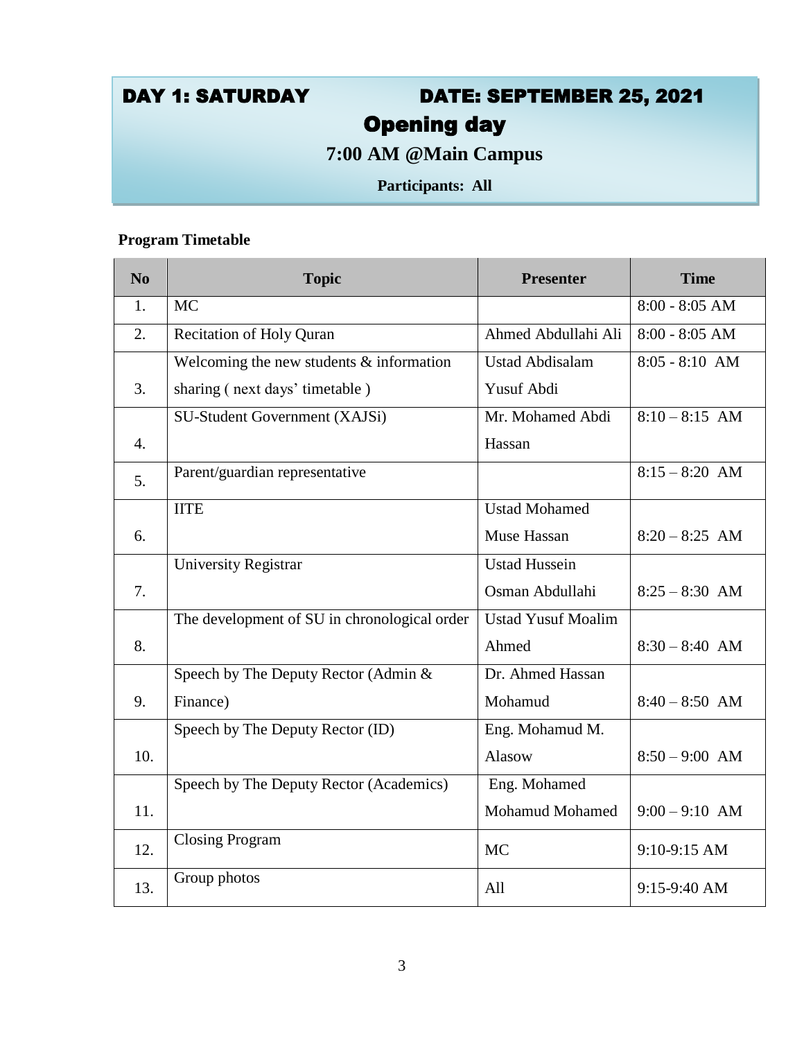## DAY 1: SATURDAY DATE: SEPTEMBER 25, 2021

# Opening day

**7:00 AM @Main Campus**

**Participants: All**

**Program Timetable**

| No | Topic | Presenter | Time |
|---|---|---|---|
| 1. | MC | | 8:00 - 8:05 AM |
| 2. | Recitation of Holy Quran | Ahmed Abdullahi Ali | 8:00 - 8:05 AM |
| 3. | Welcoming the new students & information sharing ( next days' timetable ) | Ustad Abdisalam Yusuf Abdi | 8:05 - 8:10 AM |
| 4. | SU-Student Government (XAJSi) | Mr. Mohamed Abdi Hassan | 8:10 – 8:15 AM |
| 5. | Parent/guardian representative | | 8:15 – 8:20 AM |
| 6. | IITE | Ustad Mohamed Muse Hassan | 8:20 – 8:25 AM |
| 7. | University Registrar | Ustad Hussein Osman Abdullahi | 8:25 – 8:30 AM |
| 8. | The development of SU in chronological order | Ustad Yusuf Moalim Ahmed | 8:30 – 8:40 AM |
| 9. | Speech by The Deputy Rector (Admin & Finance) | Dr. Ahmed Hassan Mohamud | 8:40 – 8:50 AM |
| 10. | Speech by The Deputy Rector (ID) | Eng. Mohamud M. Alasow | 8:50 – 9:00 AM |
| 11. | Speech by The Deputy Rector (Academics) | Eng. Mohamed Mohamud Mohamed | 9:00 – 9:10 AM |
| 12. | Closing Program | MC | 9:10-9:15 AM |
| 13. | Group photos | All | 9:15-9:40 AM |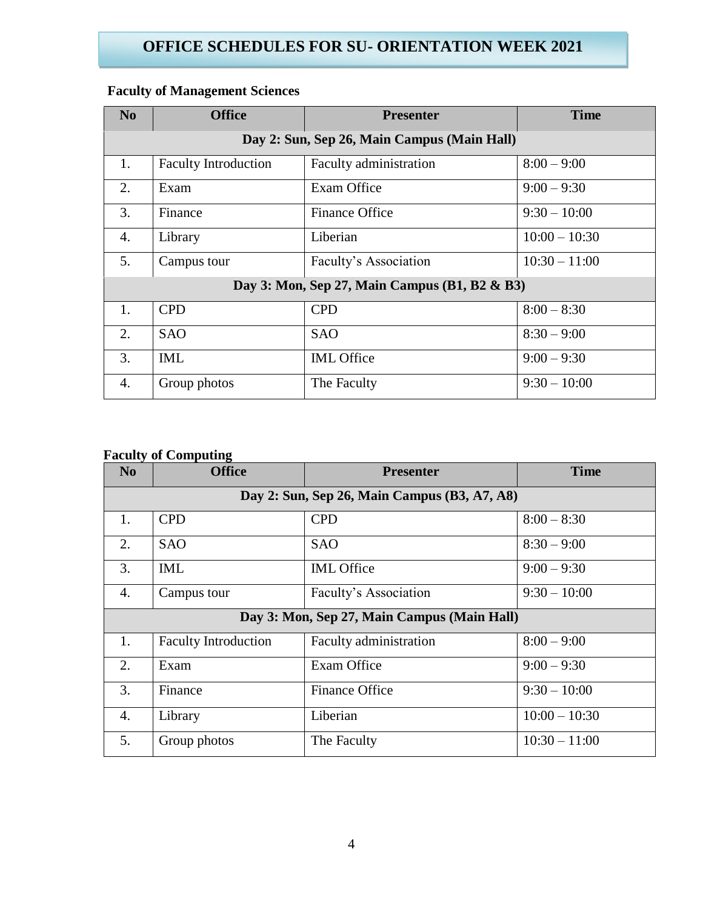# OFFICE SCHEDULES FOR SU- ORIENTATION WEEK 2021

**Faculty of Management Sciences**

| No | Office | Presenter | Time |
|---|---|---|---|
| **Day 2: Sun, Sep 26, Main Campus (Main Hall)** | | | |
| 1. | Faculty Introduction | Faculty administration | 8:00 – 9:00 |
| 2. | Exam | Exam Office | 9:00 – 9:30 |
| 3. | Finance | Finance Office | 9:30 – 10:00 |
| 4. | Library | Liberian | 10:00 – 10:30 |
| 5. | Campus tour | Faculty's Association | 10:30 – 11:00 |
| **Day 3: Mon, Sep 27, Main Campus (B1, B2 & B3)** | | | |
| 1. | CPD | CPD | 8:00 – 8:30 |
| 2. | SAO | SAO | 8:30 – 9:00 |
| 3. | IML | IML Office | 9:00 – 9:30 |
| 4. | Group photos | The Faculty | 9:30 – 10:00 |

**Faculty of Computing**

| No | Office | Presenter | Time |
|---|---|---|---|
| **Day 2: Sun, Sep 26, Main Campus (B3, A7, A8)** | | | |
| 1. | CPD | CPD | 8:00 – 8:30 |
| 2. | SAO | SAO | 8:30 – 9:00 |
| 3. | IML | IML Office | 9:00 – 9:30 |
| 4. | Campus tour | Faculty's Association | 9:30 – 10:00 |
| **Day 3: Mon, Sep 27, Main Campus (Main Hall)** | | | |
| 1. | Faculty Introduction | Faculty administration | 8:00 – 9:00 |
| 2. | Exam | Exam Office | 9:00 – 9:30 |
| 3. | Finance | Finance Office | 9:30 – 10:00 |
| 4. | Library | Liberian | 10:00 – 10:30 |
| 5. | Group photos | The Faculty | 10:30 – 11:00 |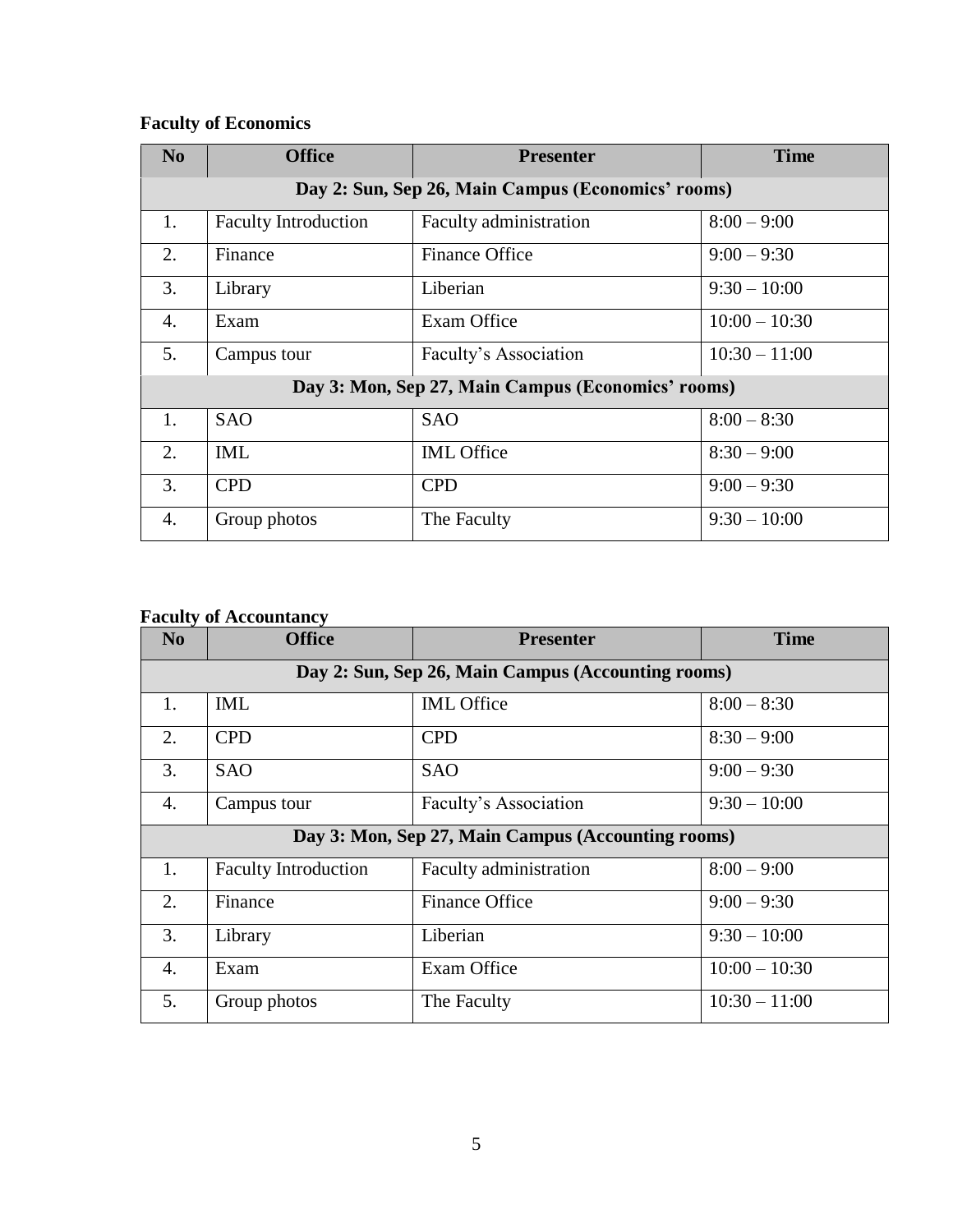**Faculty of Economics**

| No | Office | Presenter | Time |
|---|---|---|---|
| **Day 2: Sun, Sep 26, Main Campus (Economics' rooms)** | | | |
| 1. | Faculty Introduction | Faculty administration | 8:00 – 9:00 |
| 2. | Finance | Finance Office | 9:00 – 9:30 |
| 3. | Library | Liberian | 9:30 – 10:00 |
| 4. | Exam | Exam Office | 10:00 – 10:30 |
| 5. | Campus tour | Faculty's Association | 10:30 – 11:00 |
| **Day 3: Mon, Sep 27, Main Campus (Economics' rooms)** | | | |
| 1. | SAO | SAO | 8:00 – 8:30 |
| 2. | IML | IML Office | 8:30 – 9:00 |
| 3. | CPD | CPD | 9:00 – 9:30 |
| 4. | Group photos | The Faculty | 9:30 – 10:00 |

**Faculty of Accountancy**

| No | Office | Presenter | Time |
|---|---|---|---|
| **Day 2: Sun, Sep 26, Main Campus (Accounting rooms)** | | | |
| 1. | IML | IML Office | 8:00 – 8:30 |
| 2. | CPD | CPD | 8:30 – 9:00 |
| 3. | SAO | SAO | 9:00 – 9:30 |
| 4. | Campus tour | Faculty's Association | 9:30 – 10:00 |
| **Day 3: Mon, Sep 27, Main Campus (Accounting rooms)** | | | |
| 1. | Faculty Introduction | Faculty administration | 8:00 – 9:00 |
| 2. | Finance | Finance Office | 9:00 – 9:30 |
| 3. | Library | Liberian | 9:30 – 10:00 |
| 4. | Exam | Exam Office | 10:00 – 10:30 |
| 5. | Group photos | The Faculty | 10:30 – 11:00 |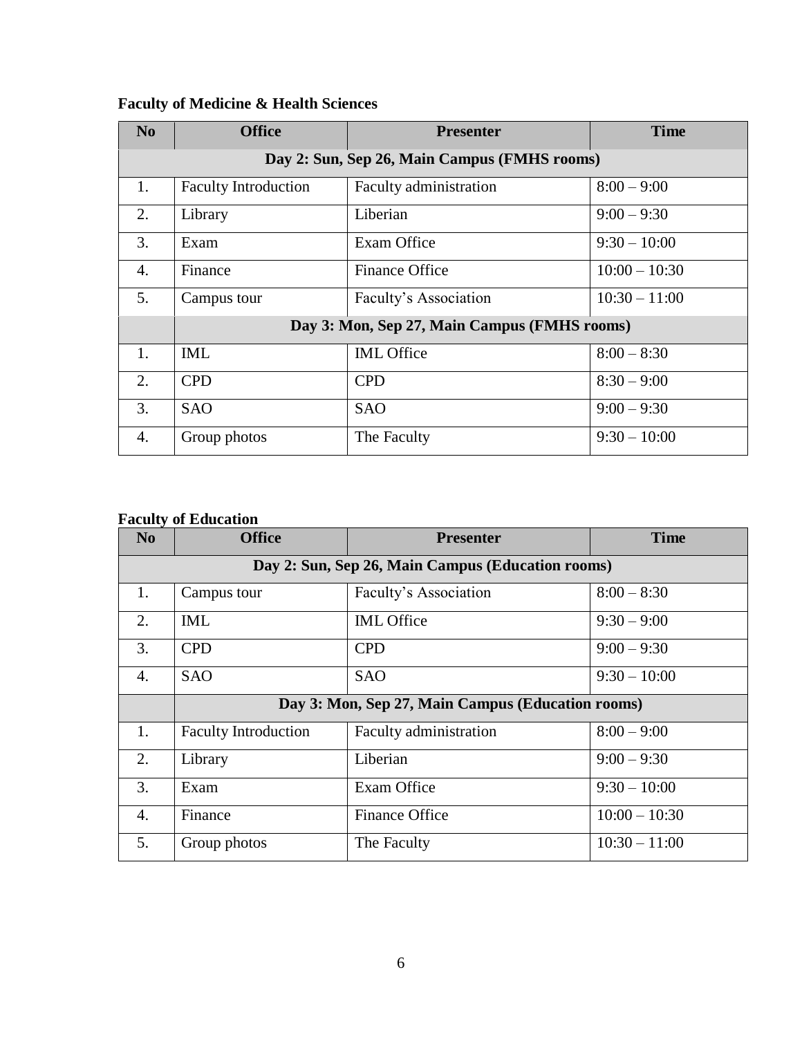**Faculty of Medicine & Health Sciences**

| No | Office | Presenter | Time |
|---|---|---|---|
| **Day 2: Sun, Sep 26, Main Campus (FMHS rooms)** | | | |
| 1. | Faculty Introduction | Faculty administration | 8:00 – 9:00 |
| 2. | Library | Liberian | 9:00 – 9:30 |
| 3. | Exam | Exam Office | 9:30 – 10:00 |
| 4. | Finance | Finance Office | 10:00 – 10:30 |
| 5. | Campus tour | Faculty’s Association | 10:30 – 11:00 |
| | **Day 3: Mon, Sep 27, Main Campus (FMHS rooms)** | | |
| 1. | IML | IML Office | 8:00 – 8:30 |
| 2. | CPD | CPD | 8:30 – 9:00 |
| 3. | SAO | SAO | 9:00 – 9:30 |
| 4. | Group photos | The Faculty | 9:30 – 10:00 |

**Faculty of Education**

| No | Office | Presenter | Time |
|---|---|---|---|
| **Day 2: Sun, Sep 26, Main Campus (Education rooms)** | | | |
| 1. | Campus tour | Faculty’s Association | 8:00 – 8:30 |
| 2. | IML | IML Office | 9:30 – 9:00 |
| 3. | CPD | CPD | 9:00 – 9:30 |
| 4. | SAO | SAO | 9:30 – 10:00 |
| | **Day 3: Mon, Sep 27, Main Campus (Education rooms)** | | |
| 1. | Faculty Introduction | Faculty administration | 8:00 – 9:00 |
| 2. | Library | Liberian | 9:00 – 9:30 |
| 3. | Exam | Exam Office | 9:30 – 10:00 |
| 4. | Finance | Finance Office | 10:00 – 10:30 |
| 5. | Group photos | The Faculty | 10:30 – 11:00 |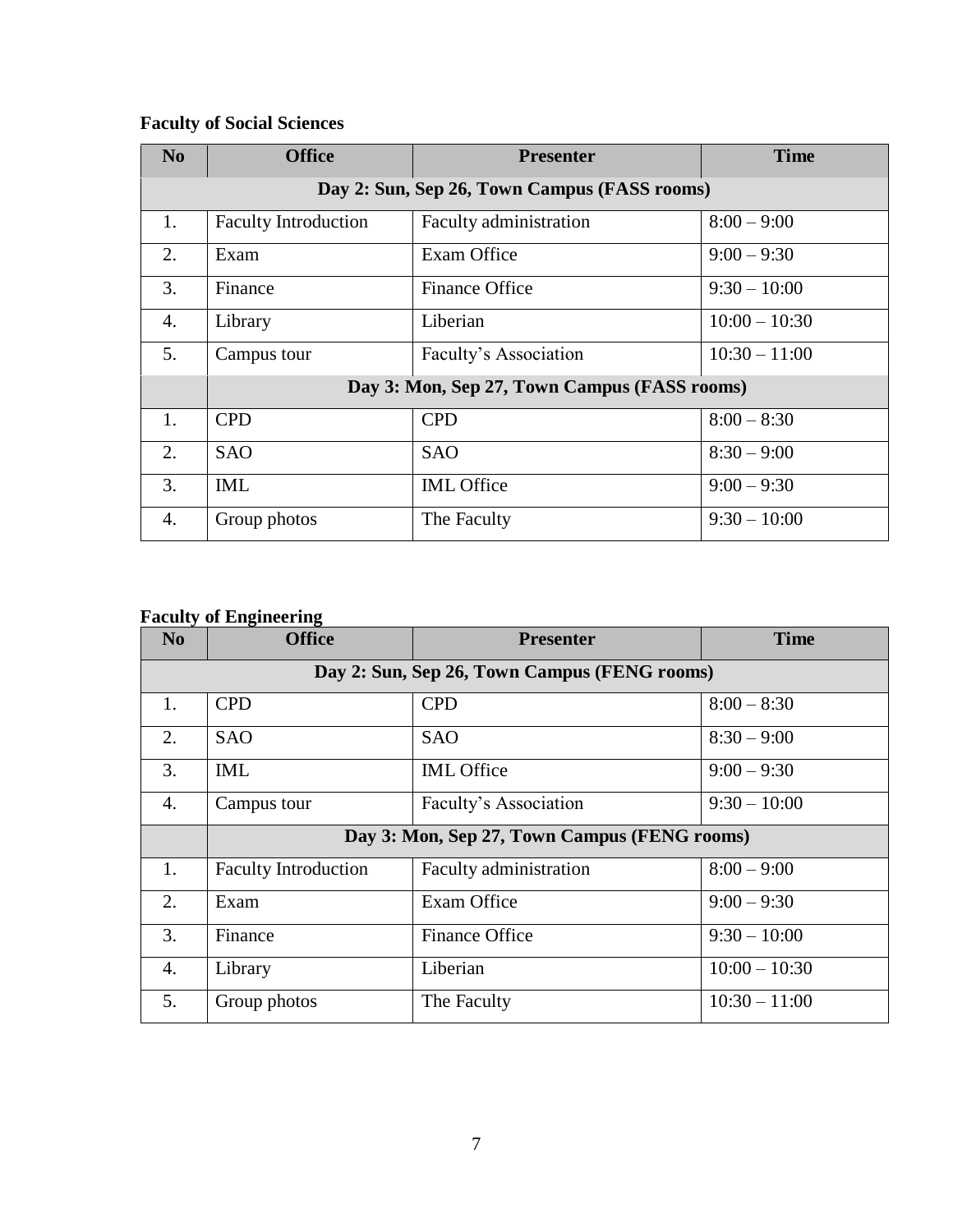**Faculty of Social Sciences**

| No | Office | Presenter | Time |
|---|---|---|---|
| **Day 2: Sun, Sep 26, Town Campus (FASS rooms)** | | | |
| 1. | Faculty Introduction | Faculty administration | 8:00 – 9:00 |
| 2. | Exam | Exam Office | 9:00 – 9:30 |
| 3. | Finance | Finance Office | 9:30 – 10:00 |
| 4. | Library | Liberian | 10:00 – 10:30 |
| 5. | Campus tour | Faculty's Association | 10:30 – 11:00 |
| | **Day 3: Mon, Sep 27, Town Campus (FASS rooms)** | | |
| 1. | CPD | CPD | 8:00 – 8:30 |
| 2. | SAO | SAO | 8:30 – 9:00 |
| 3. | IML | IML Office | 9:00 – 9:30 |
| 4. | Group photos | The Faculty | 9:30 – 10:00 |

**Faculty of Engineering**

| No | Office | Presenter | Time |
|---|---|---|---|
| **Day 2: Sun, Sep 26, Town Campus (FENG rooms)** | | | |
| 1. | CPD | CPD | 8:00 – 8:30 |
| 2. | SAO | SAO | 8:30 – 9:00 |
| 3. | IML | IML Office | 9:00 – 9:30 |
| 4. | Campus tour | Faculty's Association | 9:30 – 10:00 |
| | **Day 3: Mon, Sep 27, Town Campus (FENG rooms)** | | |
| 1. | Faculty Introduction | Faculty administration | 8:00 – 9:00 |
| 2. | Exam | Exam Office | 9:00 – 9:30 |
| 3. | Finance | Finance Office | 9:30 – 10:00 |
| 4. | Library | Liberian | 10:00 – 10:30 |
| 5. | Group photos | The Faculty | 10:30 – 11:00 |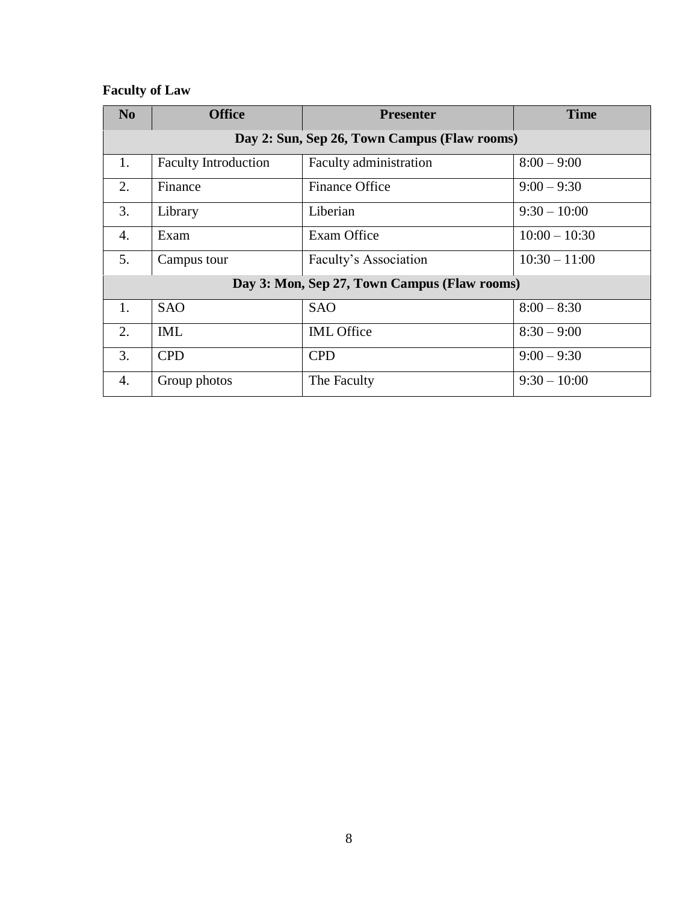**Faculty of Law**

| No | Office | Presenter | Time |
|---|---|---|---|
| **Day 2: Sun, Sep 26, Town Campus (Flaw rooms)** | | | |
| 1. | Faculty Introduction | Faculty administration | 8:00 – 9:00 |
| 2. | Finance | Finance Office | 9:00 – 9:30 |
| 3. | Library | Liberian | 9:30 – 10:00 |
| 4. | Exam | Exam Office | 10:00 – 10:30 |
| 5. | Campus tour | Faculty's Association | 10:30 – 11:00 |
| **Day 3: Mon, Sep 27, Town Campus (Flaw rooms)** | | | |
| 1. | SAO | SAO | 8:00 – 8:30 |
| 2. | IML | IML Office | 8:30 – 9:00 |
| 3. | CPD | CPD | 9:00 – 9:30 |
| 4. | Group photos | The Faculty | 9:30 – 10:00 |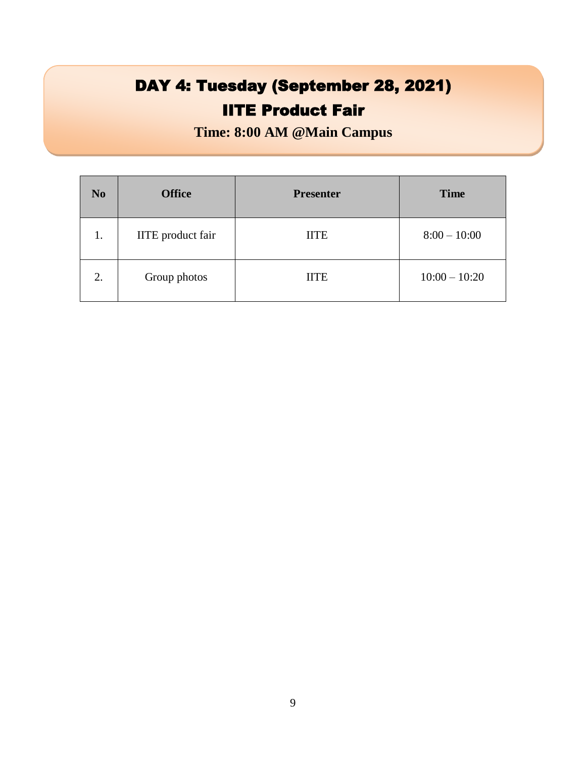# DAY 4: Tuesday (September 28, 2021)

# IITE Product Fair

**Time: 8:00 AM @Main Campus**

| No | Office | Presenter | Time |
|---|---|---|---|
| 1. | IITE product fair | IITE | 8:00 – 10:00 |
| 2. | Group photos | IITE | 10:00 – 10:20 |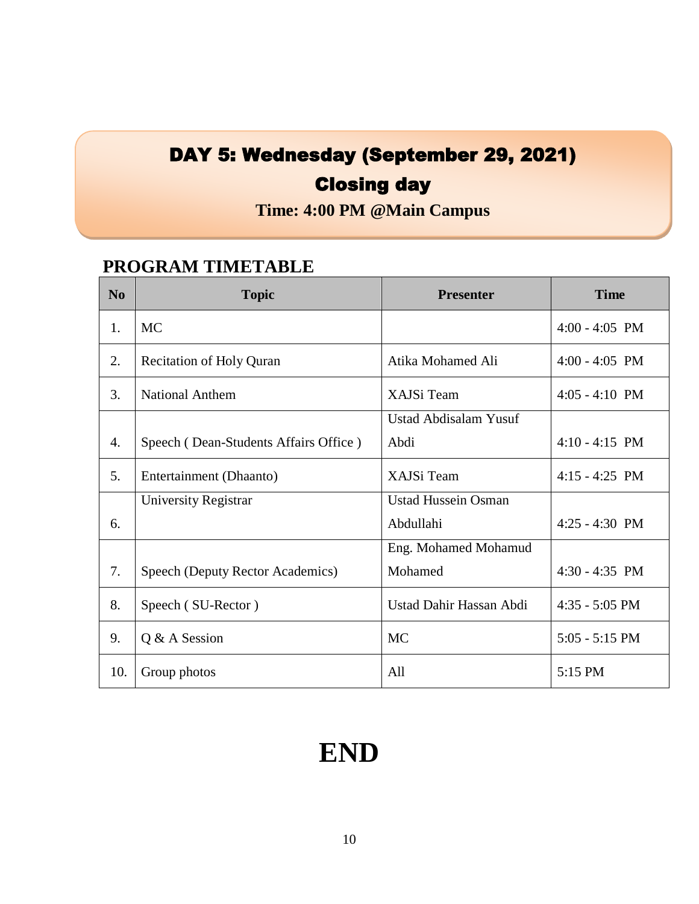# DAY 5: Wednesday (September 29, 2021)

## Closing day

**Time: 4:00 PM @Main Campus**

## PROGRAM TIMETABLE

| No | Topic | Presenter | Time |
|---|---|---|---|
| 1. | MC | | 4:00 - 4:05 PM |
| 2. | Recitation of Holy Quran | Atika Mohamed Ali | 4:00 - 4:05 PM |
| 3. | National Anthem | XAJSi Team | 4:05 - 4:10 PM |
| 4. | Speech ( Dean-Students Affairs Office ) | Ustad Abdisalam Yusuf Abdi | 4:10 - 4:15 PM |
| 5. | Entertainment (Dhaanto) | XAJSi Team | 4:15 - 4:25 PM |
| 6. | University Registrar | Ustad Hussein Osman Abdullahi | 4:25 - 4:30 PM |
| 7. | Speech (Deputy Rector Academics) | Eng. Mohamed Mohamud Mohamed | 4:30 - 4:35 PM |
| 8. | Speech ( SU-Rector ) | Ustad Dahir Hassan Abdi | 4:35 - 5:05 PM |
| 9. | Q & A Session | MC | 5:05 - 5:15 PM |
| 10. | Group photos | All | 5:15 PM |

# END